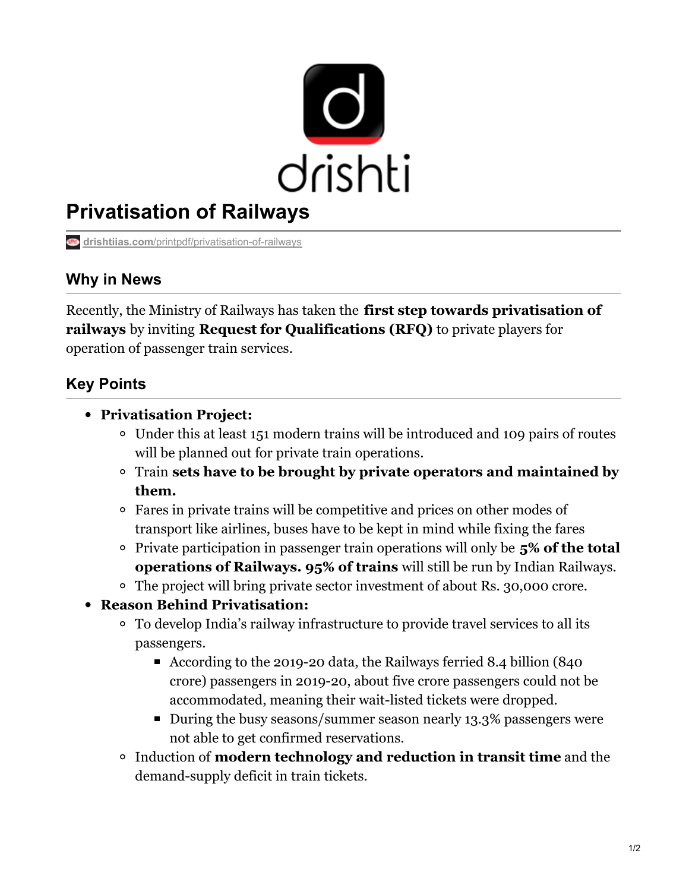# Privatisation of Railways

drishtiias.com/printpdf/privatisation-of-railways

## Why in News

Recently, the Ministry of Railways has taken the **first step towards privatisation of railways** by inviting **Request for Qualifications (RFQ)** to private players for operation of passenger train services.

## Key Points

- **Privatisation Project:**
  - Under this at least 151 modern trains will be introduced and 109 pairs of routes will be planned out for private train operations.
  - Train **sets have to be brought by private operators and maintained by them.**
  - Fares in private trains will be competitive and prices on other modes of transport like airlines, buses have to be kept in mind while fixing the fares
  - Private participation in passenger train operations will only be **5% of the total operations of Railways. 95% of trains** will still be run by Indian Railways.
  - The project will bring private sector investment of about Rs. 30,000 crore.
- **Reason Behind Privatisation:**
  - To develop India's railway infrastructure to provide travel services to all its passengers.
    - According to the 2019-20 data, the Railways ferried 8.4 billion (840 crore) passengers in 2019-20, about five crore passengers could not be accommodated, meaning their wait-listed tickets were dropped.
    - During the busy seasons/summer season nearly 13.3% passengers were not able to get confirmed reservations.
  - Induction of **modern technology and reduction in transit time** and the demand-supply deficit in train tickets.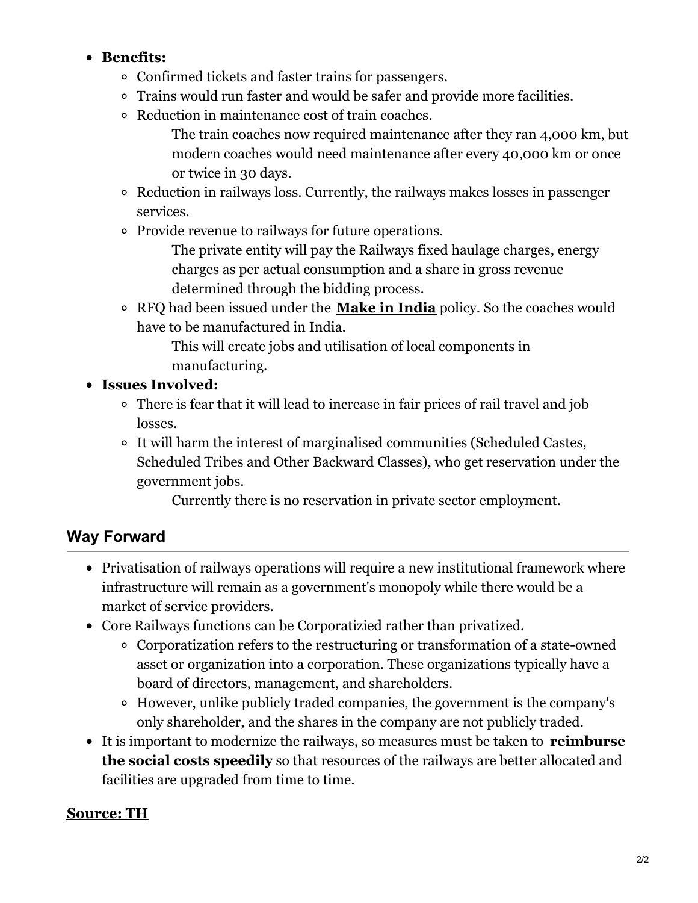- **Benefits:**
  - Confirmed tickets and faster trains for passengers.
  - Trains would run faster and would be safer and provide more facilities.
  - Reduction in maintenance cost of train coaches.
    - The train coaches now required maintenance after they ran 4,000 km, but modern coaches would need maintenance after every 40,000 km or once or twice in 30 days.
  - Reduction in railways loss. Currently, the railways makes losses in passenger services.
  - Provide revenue to railways for future operations.
    - The private entity will pay the Railways fixed haulage charges, energy charges as per actual consumption and a share in gross revenue determined through the bidding process.
  - RFQ had been issued under the **Make in India** policy. So the coaches would have to be manufactured in India.
    - This will create jobs and utilisation of local components in manufacturing.
- **Issues Involved:**
  - There is fear that it will lead to increase in fair prices of rail travel and job losses.
  - It will harm the interest of marginalised communities (Scheduled Castes, Scheduled Tribes and Other Backward Classes), who get reservation under the government jobs.
    - Currently there is no reservation in private sector employment.

## Way Forward

- Privatisation of railways operations will require a new institutional framework where infrastructure will remain as a government's monopoly while there would be a market of service providers.
- Core Railways functions can be Corporatizied rather than privatized.
  - Corporatization refers to the restructuring or transformation of a state-owned asset or organization into a corporation. These organizations typically have a board of directors, management, and shareholders.
  - However, unlike publicly traded companies, the government is the company's only shareholder, and the shares in the company are not publicly traded.
- It is important to modernize the railways, so measures must be taken to **reimburse the social costs speedily** so that resources of the railways are better allocated and facilities are upgraded from time to time.

**Source: TH**